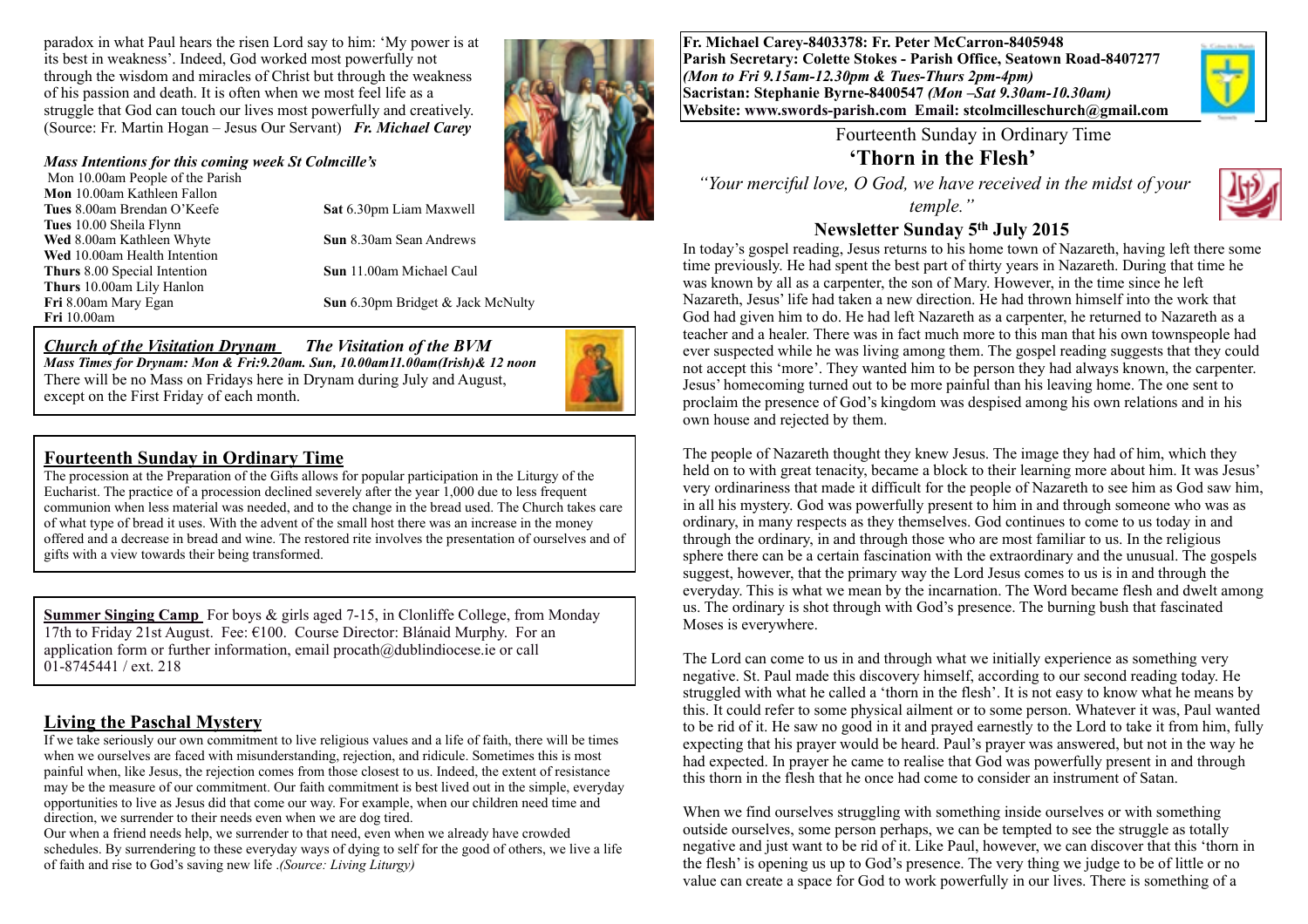**Fr. Michael Carey-8403378: Fr. Peter McCarron-8405948**
**Parish Secretary: Colette Stokes - Parish Office, Seatown Road-8407277**
***(Mon to Fri 9.15am-12.30pm & Tues-Thurs 2pm-4pm)***
**Sacristan: Stephanie Byrne-8400547** ***(Mon –Sat 9.30am-10.30am)***
**Website: www.swords-parish.com Email: stcolmcilleschurch@gmail.com**

Fourteenth Sunday in Ordinary Time

# 'Thorn in the Flesh'

*"Your merciful love, O God, we have received in the midst of your temple."*

## Newsletter Sunday 5th July 2015

In today's gospel reading, Jesus returns to his home town of Nazareth, having left there some time previously. He had spent the best part of thirty years in Nazareth. During that time he was known by all as a carpenter, the son of Mary. However, in the time since he left Nazareth, Jesus' life had taken a new direction. He had thrown himself into the work that God had given him to do. He had left Nazareth as a carpenter, he returned to Nazareth as a teacher and a healer. There was in fact much more to this man that his own townspeople had ever suspected while he was living among them. The gospel reading suggests that they could not accept this 'more'. They wanted him to be person they had always known, the carpenter. Jesus' homecoming turned out to be more painful than his leaving home. The one sent to proclaim the presence of God's kingdom was despised among his own relations and in his own house and rejected by them.

The people of Nazareth thought they knew Jesus. The image they had of him, which they held on to with great tenacity, became a block to their learning more about him. It was Jesus' very ordinariness that made it difficult for the people of Nazareth to see him as God saw him, in all his mystery. God was powerfully present to him in and through someone who was as ordinary, in many respects as they themselves. God continues to come to us today in and through the ordinary, in and through those who are most familiar to us. In the religious sphere there can be a certain fascination with the extraordinary and the unusual. The gospels suggest, however, that the primary way the Lord Jesus comes to us is in and through the everyday. This is what we mean by the incarnation. The Word became flesh and dwelt among us. The ordinary is shot through with God's presence. The burning bush that fascinated Moses is everywhere.

The Lord can come to us in and through what we initially experience as something very negative. St. Paul made this discovery himself, according to our second reading today. He struggled with what he called a 'thorn in the flesh'. It is not easy to know what he means by this. It could refer to some physical ailment or to some person. Whatever it was, Paul wanted to be rid of it. He saw no good in it and prayed earnestly to the Lord to take it from him, fully expecting that his prayer would be heard. Paul's prayer was answered, but not in the way he had expected. In prayer he came to realise that God was powerfully present in and through this thorn in the flesh that he once had come to consider an instrument of Satan.

When we find ourselves struggling with something inside ourselves or with something outside ourselves, some person perhaps, we can be tempted to see the struggle as totally negative and just want to be rid of it. Like Paul, however, we can discover that this 'thorn in the flesh' is opening us up to God's presence. The very thing we judge to be of little or no value can create a space for God to work powerfully in our lives. There is something of a paradox in what Paul hears the risen Lord say to him: 'My power is at its best in weakness'. Indeed, God worked most powerfully not through the wisdom and miracles of Christ but through the weakness of his passion and death. It is often when we most feel life as a struggle that God can touch our lives most powerfully and creatively. (Source: Fr. Martin Hogan – Jesus Our Servant) ***Fr. Michael Carey***

### *Mass Intentions for this coming week St Colmcille's*

Mon 10.00am People of the Parish
**Mon** 10.00am Kathleen Fallon
**Tues** 8.00am Brendan O'Keefe
**Tues** 10.00 Sheila Flynn
**Wed** 8.00am Kathleen Whyte
**Wed** 10.00am Health Intention
**Thurs** 8.00 Special Intention
**Thurs** 10.00am Lily Hanlon
**Fri** 8.00am Mary Egan
**Fri** 10.00am
**Sat** 6.30pm Liam Maxwell
**Sun** 8.30am Sean Andrews
**Sun** 11.00am Michael Caul
**Sun** 6.30pm Bridget & Jack McNulty

***Church of the Visitation Drynam*** ***The Visitation of the BVM***
***Mass Times for Drynam: Mon & Fri:9.20am. Sun, 10.00am11.00am(Irish)& 12 noon***
There will be no Mass on Fridays here in Drynam during July and August, except on the First Friday of each month.

## Fourteenth Sunday in Ordinary Time

The procession at the Preparation of the Gifts allows for popular participation in the Liturgy of the Eucharist. The practice of a procession declined severely after the year 1,000 due to less frequent communion when less material was needed, and to the change in the bread used. The Church takes care of what type of bread it uses. With the advent of the small host there was an increase in the money offered and a decrease in bread and wine. The restored rite involves the presentation of ourselves and of gifts with a view towards their being transformed.

**Summer Singing Camp** For boys & girls aged 7-15, in Clonliffe College, from Monday 17th to Friday 21st August. Fee: €100. Course Director: Blánaid Murphy. For an application form or further information, email procath@dublindiocese.ie or call 01-8745441 / ext. 218

## Living the Paschal Mystery

If we take seriously our own commitment to live religious values and a life of faith, there will be times when we ourselves are faced with misunderstanding, rejection, and ridicule. Sometimes this is most painful when, like Jesus, the rejection comes from those closest to us. Indeed, the extent of resistance may be the measure of our commitment. Our faith commitment is best lived out in the simple, everyday opportunities to live as Jesus did that come our way. For example, when our children need time and direction, we surrender to their needs even when we are dog tired.

Our when a friend needs help, we surrender to that need, even when we already have crowded schedules. By surrendering to these everyday ways of dying to self for the good of others, we live a life of faith and rise to God's saving new life *.(Source: Living Liturgy)*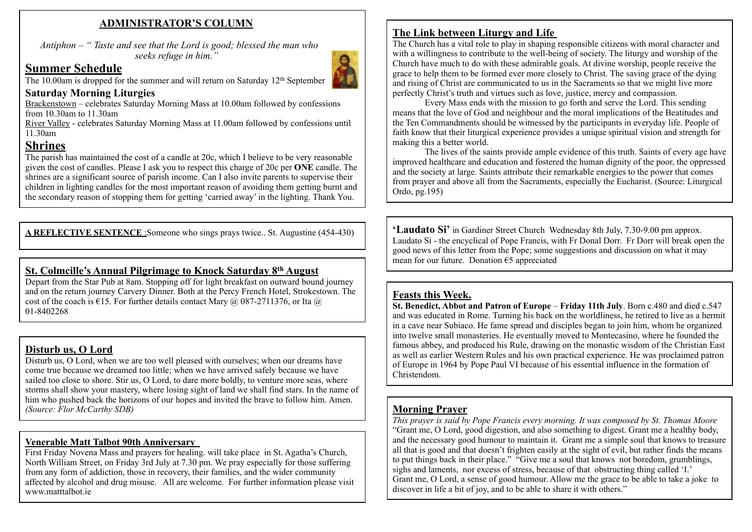## ADMINISTRATOR'S COLUMN

*Antiphon – " Taste and see that the Lord is good; blessed the man who seeks refuge in him."*

## Summer Schedule

The 10.00am is dropped for the summer and will return on Saturday 12th September

### Saturday Morning Liturgies

Brackenstown – celebrates Saturday Morning Mass at 10.00am followed by confessions from 10.30am to 11.30am

River Valley - celebrates Saturday Morning Mass at 11.00am followed by confessions until 11.30am

## Shrines

The parish has maintained the cost of a candle at 20c, which I believe to be very reasonable given the cost of candles. Please I ask you to respect this charge of 20c per **ONE** candle. The shrines are a significant source of parish income. Can I also invite parents to supervise their children in lighting candles for the most important reason of avoiding them getting burnt and the secondary reason of stopping them for getting 'carried away' in the lighting. Thank You.

**A REFLECTIVE SENTENCE** :Someone who sings prays twice.. St. Augustine (454-430)

### St. Colmcille's Annual Pilgrimage to Knock Saturday 8th August

Depart from the Star Pub at 8am. Stopping off for light breakfast on outward bound journey and on the return journey Carvery Dinner. Both at the Percy French Hotel, Strokestown. The cost of the coach is €15. For further details contact Mary @ 087-2711376, or Ita @ 01-8402268

### Disturb us, O Lord

Disturb us, O Lord, when we are too well pleased with ourselves; when our dreams have come true because we dreamed too little; when we have arrived safely because we have sailed too close to shore. Stir us, O Lord, to dare more boldly, to venture more seas, where storms shall show your mastery, where losing sight of land we shall find stars. In the name of him who pushed back the horizons of our hopes and invited the brave to follow him. Amen. *(Source: Flor McCarthy SDB)*

### Venerable Matt Talbot 90th Anniversary

First Friday Novena Mass and prayers for healing. will take place in St. Agatha's Church, North William Street, on Friday 3rd July at 7.30 pm. We pray especially for those suffering from any form of addiction, those in recovery, their families, and the wider community affected by alcohol and drug misuse. All are welcome. For further information please visit www.matttalbot.ie

### The Link between Liturgy and Life

The Church has a vital role to play in shaping responsible citizens with moral character and with a willingness to contribute to the well-being of society. The liturgy and worship of the Church have much to do with these admirable goals. At divine worship, people receive the grace to help them to be formed ever more closely to Christ. The saving grace of the dying and rising of Christ are communicated to us in the Sacraments so that we might live more perfectly Christ's truth and virtues such as love, justice, mercy and compassion.

Every Mass ends with the mission to go forth and serve the Lord. This sending means that the love of God and neighbour and the moral implications of the Beatitudes and the Ten Commandments should be witnessed by the participants in everyday life. People of faith know that their liturgical experience provides a unique spiritual vision and strength for making this a better world.

The lives of the saints provide ample evidence of this truth. Saints of every age have improved healthcare and education and fostered the human dignity of the poor, the oppressed and the society at large. Saints attribute their remarkable energies to the power that comes from prayer and above all from the Sacraments, especially the Eucharist. (Source: Liturgical Ordo, pg.195)

**'Laudato Si'** in Gardiner Street Church Wednesday 8th July, 7.30-9.00 pm approx. Laudato Si - the encyclical of Pope Francis, with Fr Donal Dorr. Fr Dorr will break open the good news of this letter from the Pope; some suggestions and discussion on what it may mean for our future. Donation €5 appreciated

### Feasts this Week.

**St. Benedict, Abbot and Patron of Europe** – **Friday 11th July**. Born c.480 and died c.547 and was educated in Rome. Turning his back on the worldliness, he retired to live as a hermit in a cave near Subiaco. He fame spread and disciples began to join him, whom he organized into twelve small monasteries. He eventually moved to Montecasino, where he founded the famous abbey, and produced his Rule, drawing on the monastic wisdom of the Christian East as well as earlier Western Rules and his own practical experience. He was proclaimed patron of Europe in 1964 by Pope Paul VI because of his essential influence in the formation of Christendom.

### Morning Prayer

*This prayer is said by Pope Francis every morning. It was composed by St. Thomas Moore*

"Grant me, O Lord, good digestion, and also something to digest. Grant me a healthy body, and the necessary good humour to maintain it. Grant me a simple soul that knows to treasure all that is good and that doesn't frighten easily at the sight of evil, but rather finds the means to put things back in their place." "Give me a soul that knows not boredom, grumblings, sighs and laments, nor excess of stress, because of that obstructing thing called 'I.' Grant me, O Lord, a sense of good humour. Allow me the grace to be able to take a joke to discover in life a bit of joy, and to be able to share it with others."